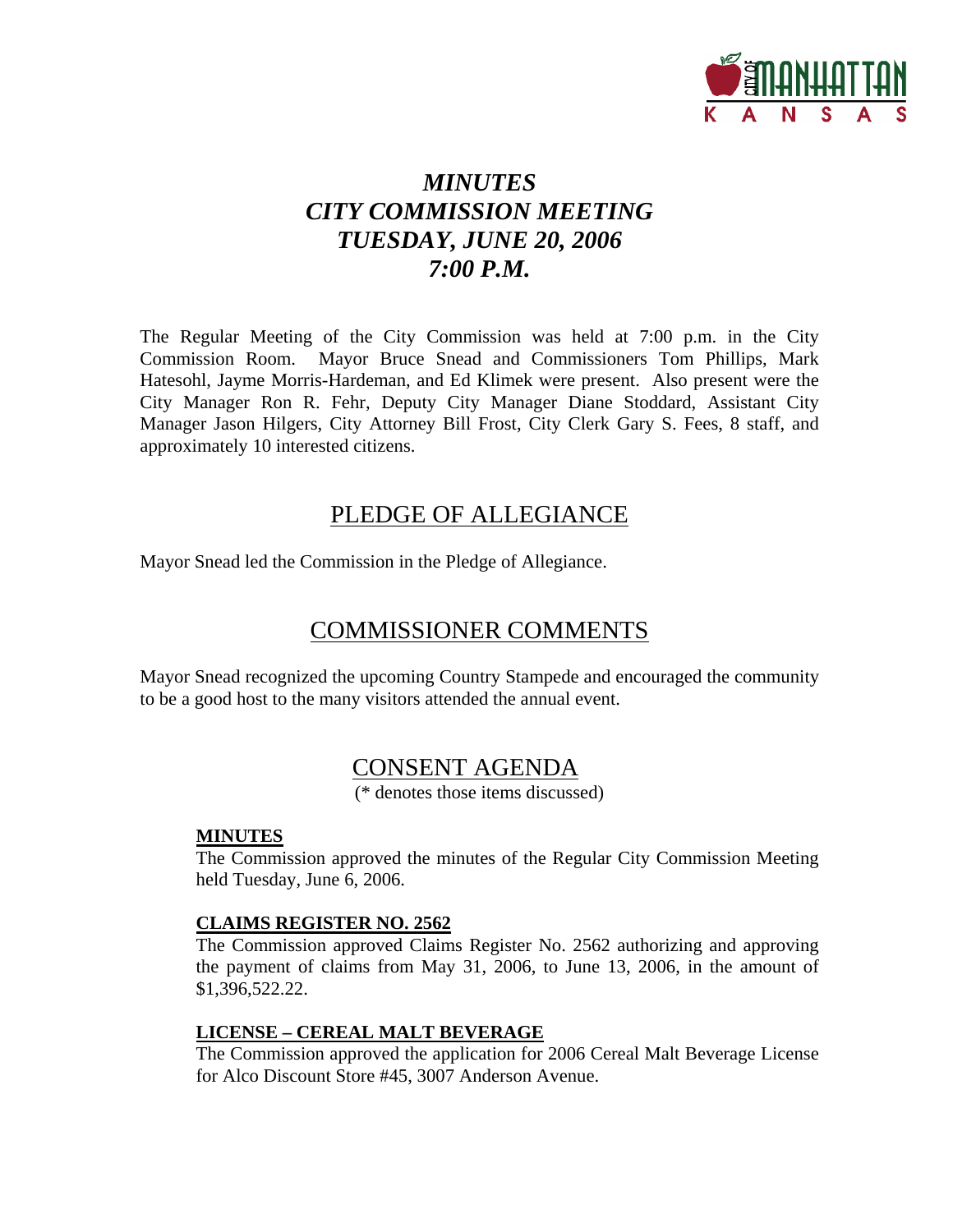# *MINUTES*
# *CITY COMMISSION MEETING*
# *TUESDAY, JUNE 20, 2006*
# *7:00 P.M.*

The Regular Meeting of the City Commission was held at 7:00 p.m. in the City Commission Room. Mayor Bruce Snead and Commissioners Tom Phillips, Mark Hatesohl, Jayme Morris-Hardeman, and Ed Klimek were present. Also present were the City Manager Ron R. Fehr, Deputy City Manager Diane Stoddard, Assistant City Manager Jason Hilgers, City Attorney Bill Frost, City Clerk Gary S. Fees, 8 staff, and approximately 10 interested citizens.

## PLEDGE OF ALLEGIANCE

Mayor Snead led the Commission in the Pledge of Allegiance.

## COMMISSIONER COMMENTS

Mayor Snead recognized the upcoming Country Stampede and encouraged the community to be a good host to the many visitors attended the annual event.

## CONSENT AGENDA

(* denotes those items discussed)

### MINUTES

The Commission approved the minutes of the Regular City Commission Meeting held Tuesday, June 6, 2006.

### CLAIMS REGISTER NO. 2562

The Commission approved Claims Register No. 2562 authorizing and approving the payment of claims from May 31, 2006, to June 13, 2006, in the amount of $1,396,522.22.

### LICENSE – CEREAL MALT BEVERAGE

The Commission approved the application for 2006 Cereal Malt Beverage License for Alco Discount Store #45, 3007 Anderson Avenue.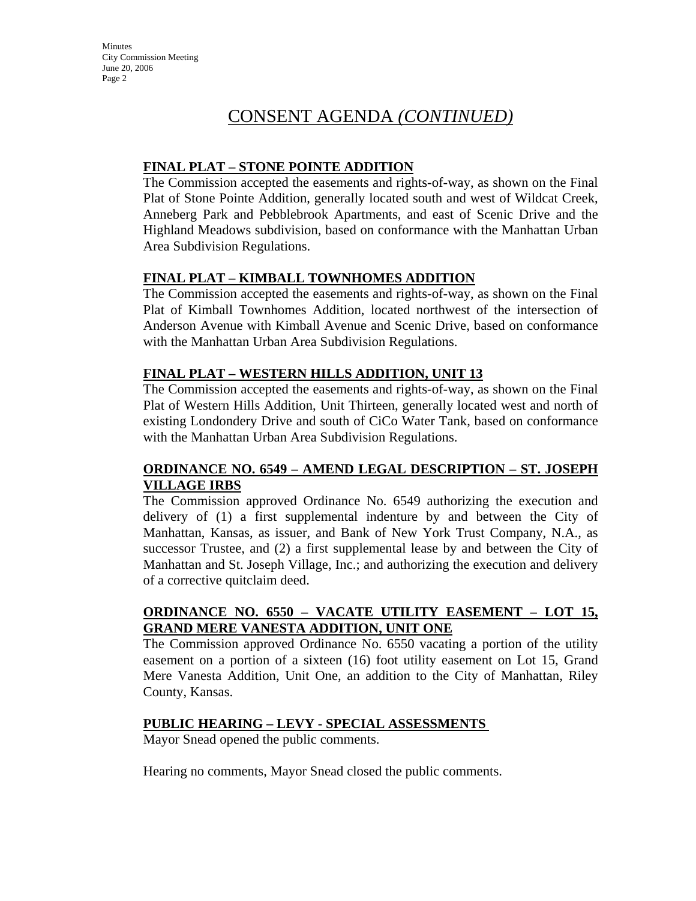# CONSENT AGENDA *(CONTINUED)*

**FINAL PLAT – STONE POINTE ADDITION**

The Commission accepted the easements and rights-of-way, as shown on the Final Plat of Stone Pointe Addition, generally located south and west of Wildcat Creek, Anneberg Park and Pebblebrook Apartments, and east of Scenic Drive and the Highland Meadows subdivision, based on conformance with the Manhattan Urban Area Subdivision Regulations.

**FINAL PLAT – KIMBALL TOWNHOMES ADDITION**

The Commission accepted the easements and rights-of-way, as shown on the Final Plat of Kimball Townhomes Addition, located northwest of the intersection of Anderson Avenue with Kimball Avenue and Scenic Drive, based on conformance with the Manhattan Urban Area Subdivision Regulations.

**FINAL PLAT – WESTERN HILLS ADDITION, UNIT 13**

The Commission accepted the easements and rights-of-way, as shown on the Final Plat of Western Hills Addition, Unit Thirteen, generally located west and north of existing Londondery Drive and south of CiCo Water Tank, based on conformance with the Manhattan Urban Area Subdivision Regulations.

**ORDINANCE NO. 6549 – AMEND LEGAL DESCRIPTION – ST. JOSEPH VILLAGE IRBS**

The Commission approved Ordinance No. 6549 authorizing the execution and delivery of (1) a first supplemental indenture by and between the City of Manhattan, Kansas, as issuer, and Bank of New York Trust Company, N.A., as successor Trustee, and (2) a first supplemental lease by and between the City of Manhattan and St. Joseph Village, Inc.; and authorizing the execution and delivery of a corrective quitclaim deed.

**ORDINANCE NO. 6550 – VACATE UTILITY EASEMENT – LOT 15, GRAND MERE VANESTA ADDITION, UNIT ONE**

The Commission approved Ordinance No. 6550 vacating a portion of the utility easement on a portion of a sixteen (16) foot utility easement on Lot 15, Grand Mere Vanesta Addition, Unit One, an addition to the City of Manhattan, Riley County, Kansas.

**PUBLIC HEARING – LEVY - SPECIAL ASSESSMENTS**

Mayor Snead opened the public comments.

Hearing no comments, Mayor Snead closed the public comments.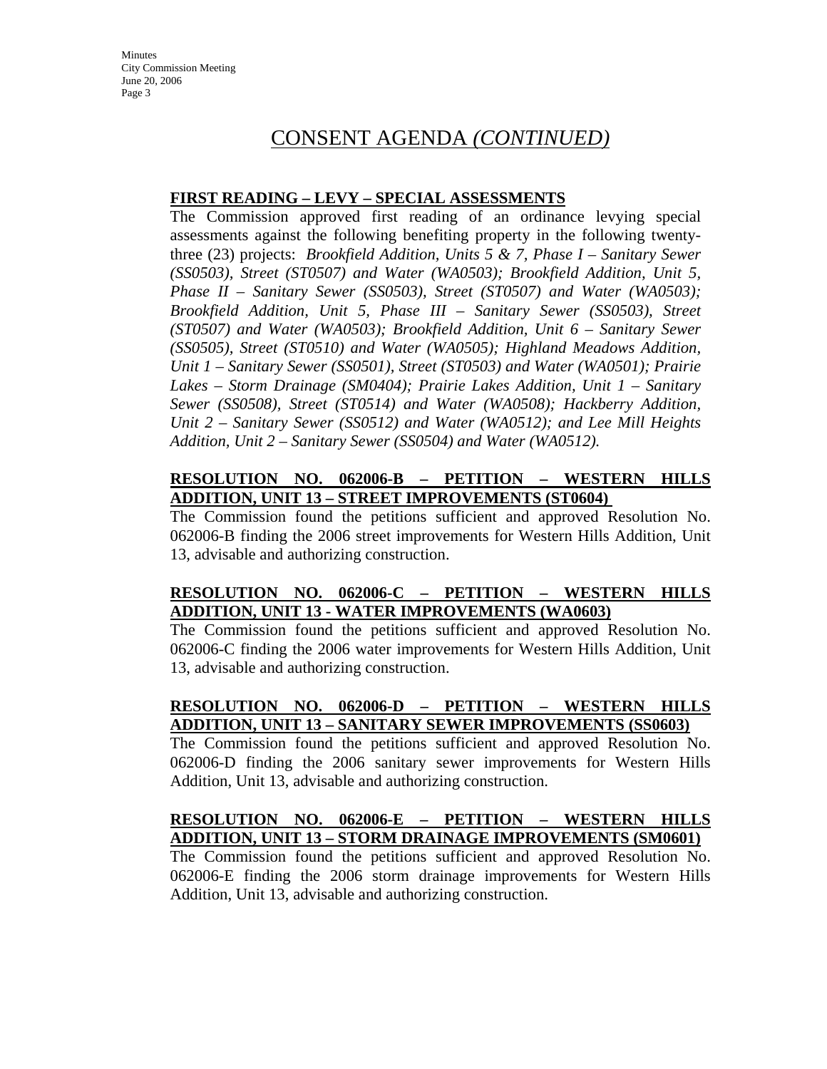# CONSENT AGENDA *(CONTINUED)*

**FIRST READING – LEVY – SPECIAL ASSESSMENTS**

The Commission approved first reading of an ordinance levying special assessments against the following benefiting property in the following twenty-three (23) projects: *Brookfield Addition, Units 5 & 7, Phase I – Sanitary Sewer (SS0503), Street (ST0507) and Water (WA0503); Brookfield Addition, Unit 5, Phase II – Sanitary Sewer (SS0503), Street (ST0507) and Water (WA0503); Brookfield Addition, Unit 5, Phase III – Sanitary Sewer (SS0503), Street (ST0507) and Water (WA0503); Brookfield Addition, Unit 6 – Sanitary Sewer (SS0505), Street (ST0510) and Water (WA0505); Highland Meadows Addition, Unit 1 – Sanitary Sewer (SS0501), Street (ST0503) and Water (WA0501); Prairie Lakes – Storm Drainage (SM0404); Prairie Lakes Addition, Unit 1 – Sanitary Sewer (SS0508), Street (ST0514) and Water (WA0508); Hackberry Addition, Unit 2 – Sanitary Sewer (SS0512) and Water (WA0512); and Lee Mill Heights Addition, Unit 2 – Sanitary Sewer (SS0504) and Water (WA0512).*

**RESOLUTION NO. 062006-B – PETITION – WESTERN HILLS ADDITION, UNIT 13 – STREET IMPROVEMENTS (ST0604)**

The Commission found the petitions sufficient and approved Resolution No. 062006-B finding the 2006 street improvements for Western Hills Addition, Unit 13, advisable and authorizing construction.

**RESOLUTION NO. 062006-C – PETITION – WESTERN HILLS ADDITION, UNIT 13 - WATER IMPROVEMENTS (WA0603)**

The Commission found the petitions sufficient and approved Resolution No. 062006-C finding the 2006 water improvements for Western Hills Addition, Unit 13, advisable and authorizing construction.

**RESOLUTION NO. 062006-D – PETITION – WESTERN HILLS ADDITION, UNIT 13 – SANITARY SEWER IMPROVEMENTS (SS0603)**

The Commission found the petitions sufficient and approved Resolution No. 062006-D finding the 2006 sanitary sewer improvements for Western Hills Addition, Unit 13, advisable and authorizing construction.

**RESOLUTION NO. 062006-E – PETITION – WESTERN HILLS ADDITION, UNIT 13 – STORM DRAINAGE IMPROVEMENTS (SM0601)**

The Commission found the petitions sufficient and approved Resolution No. 062006-E finding the 2006 storm drainage improvements for Western Hills Addition, Unit 13, advisable and authorizing construction.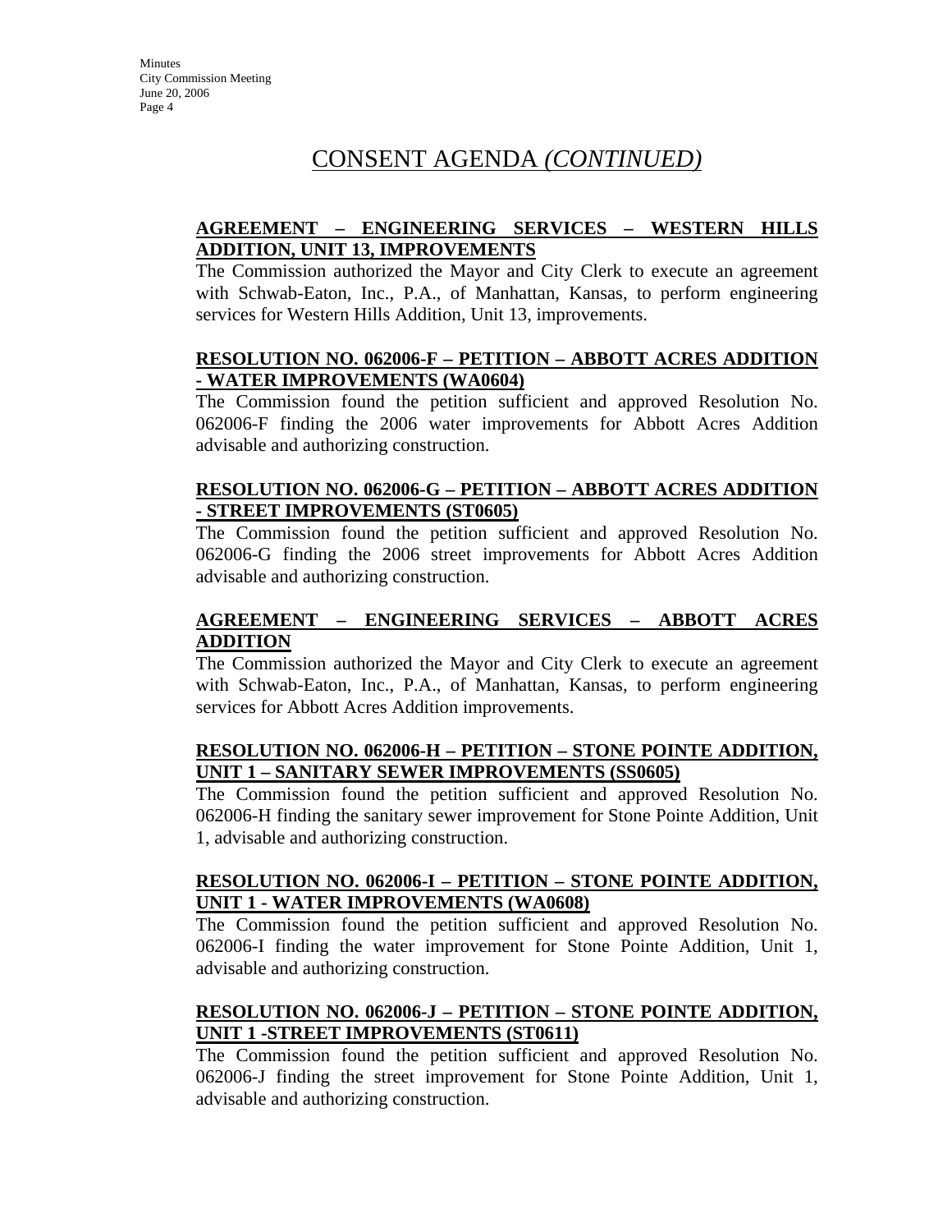# CONSENT AGENDA *(CONTINUED)*

**AGREEMENT – ENGINEERING SERVICES – WESTERN HILLS ADDITION, UNIT 13, IMPROVEMENTS**

The Commission authorized the Mayor and City Clerk to execute an agreement with Schwab-Eaton, Inc., P.A., of Manhattan, Kansas, to perform engineering services for Western Hills Addition, Unit 13, improvements.

**RESOLUTION NO. 062006-F – PETITION – ABBOTT ACRES ADDITION - WATER IMPROVEMENTS (WA0604)**

The Commission found the petition sufficient and approved Resolution No. 062006-F finding the 2006 water improvements for Abbott Acres Addition advisable and authorizing construction.

**RESOLUTION NO. 062006-G – PETITION – ABBOTT ACRES ADDITION - STREET IMPROVEMENTS (ST0605)**

The Commission found the petition sufficient and approved Resolution No. 062006-G finding the 2006 street improvements for Abbott Acres Addition advisable and authorizing construction.

**AGREEMENT – ENGINEERING SERVICES – ABBOTT ACRES ADDITION**

The Commission authorized the Mayor and City Clerk to execute an agreement with Schwab-Eaton, Inc., P.A., of Manhattan, Kansas, to perform engineering services for Abbott Acres Addition improvements.

**RESOLUTION NO. 062006-H – PETITION – STONE POINTE ADDITION, UNIT 1 – SANITARY SEWER IMPROVEMENTS (SS0605)**

The Commission found the petition sufficient and approved Resolution No. 062006-H finding the sanitary sewer improvement for Stone Pointe Addition, Unit 1, advisable and authorizing construction.

**RESOLUTION NO. 062006-I – PETITION – STONE POINTE ADDITION, UNIT 1 - WATER IMPROVEMENTS (WA0608)**

The Commission found the petition sufficient and approved Resolution No. 062006-I finding the water improvement for Stone Pointe Addition, Unit 1, advisable and authorizing construction.

**RESOLUTION NO. 062006-J – PETITION – STONE POINTE ADDITION, UNIT 1 -STREET IMPROVEMENTS (ST0611)**

The Commission found the petition sufficient and approved Resolution No. 062006-J finding the street improvement for Stone Pointe Addition, Unit 1, advisable and authorizing construction.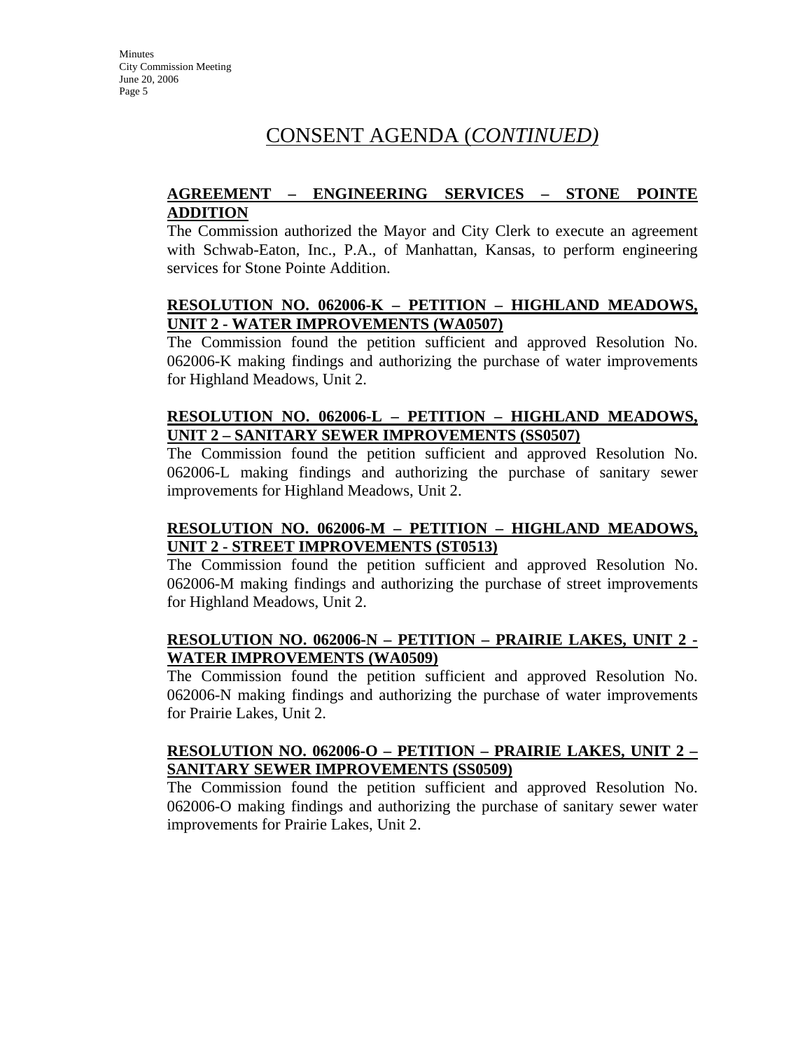# CONSENT AGENDA (*CONTINUED)*

**AGREEMENT – ENGINEERING SERVICES – STONE POINTE ADDITION**

The Commission authorized the Mayor and City Clerk to execute an agreement with Schwab-Eaton, Inc., P.A., of Manhattan, Kansas, to perform engineering services for Stone Pointe Addition.

**RESOLUTION NO. 062006-K – PETITION – HIGHLAND MEADOWS, UNIT 2 - WATER IMPROVEMENTS (WA0507)**

The Commission found the petition sufficient and approved Resolution No. 062006-K making findings and authorizing the purchase of water improvements for Highland Meadows, Unit 2.

**RESOLUTION NO. 062006-L – PETITION – HIGHLAND MEADOWS, UNIT 2 – SANITARY SEWER IMPROVEMENTS (SS0507)**

The Commission found the petition sufficient and approved Resolution No. 062006-L making findings and authorizing the purchase of sanitary sewer improvements for Highland Meadows, Unit 2.

**RESOLUTION NO. 062006-M – PETITION – HIGHLAND MEADOWS, UNIT 2 - STREET IMPROVEMENTS (ST0513)**

The Commission found the petition sufficient and approved Resolution No. 062006-M making findings and authorizing the purchase of street improvements for Highland Meadows, Unit 2.

**RESOLUTION NO. 062006-N – PETITION – PRAIRIE LAKES, UNIT 2 - WATER IMPROVEMENTS (WA0509)**

The Commission found the petition sufficient and approved Resolution No. 062006-N making findings and authorizing the purchase of water improvements for Prairie Lakes, Unit 2.

**RESOLUTION NO. 062006-O – PETITION – PRAIRIE LAKES, UNIT 2 – SANITARY SEWER IMPROVEMENTS (SS0509)**

The Commission found the petition sufficient and approved Resolution No. 062006-O making findings and authorizing the purchase of sanitary sewer water improvements for Prairie Lakes, Unit 2.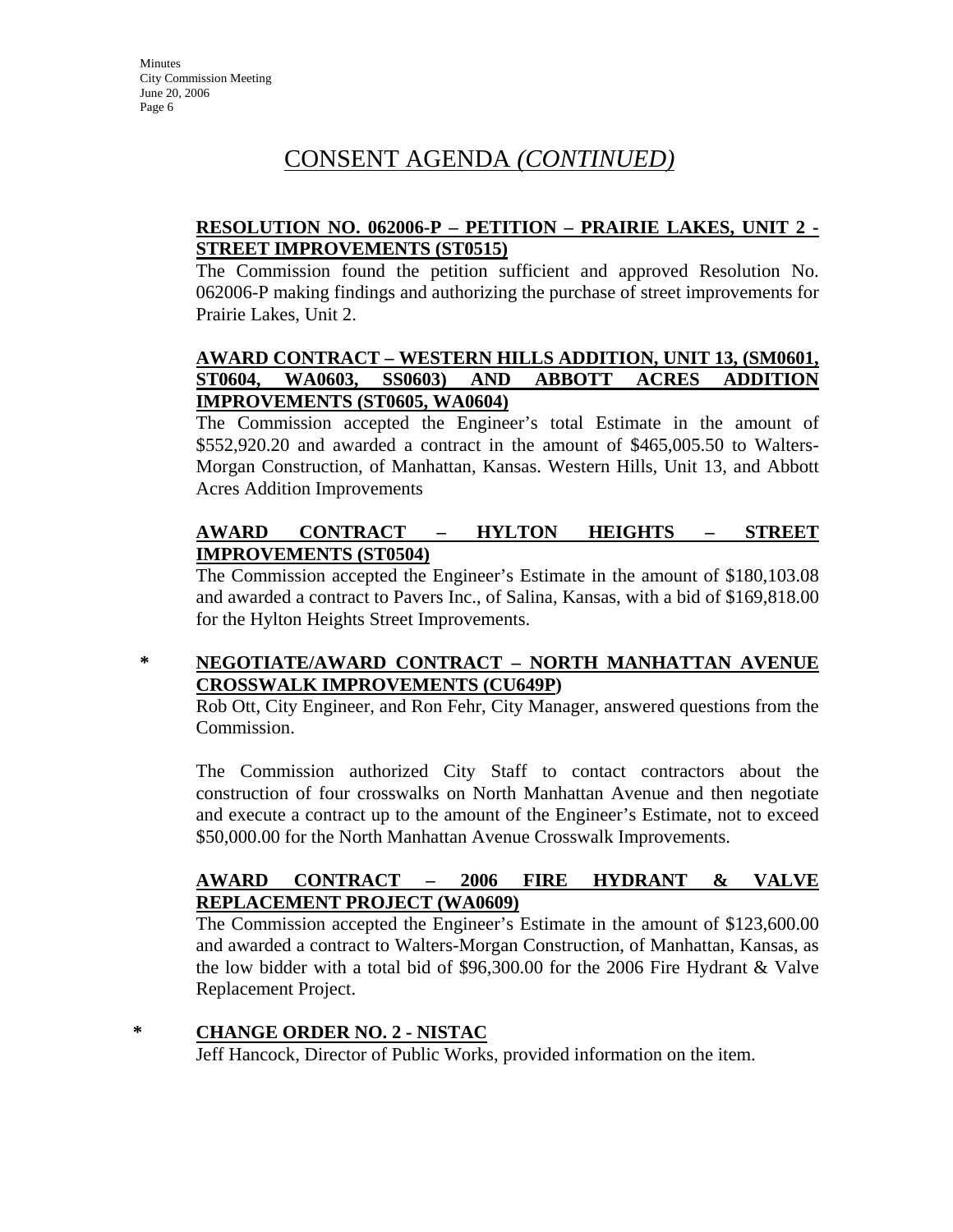# CONSENT AGENDA *(CONTINUED)*

**RESOLUTION NO. 062006-P – PETITION – PRAIRIE LAKES, UNIT 2 - STREET IMPROVEMENTS (ST0515)**

The Commission found the petition sufficient and approved Resolution No. 062006-P making findings and authorizing the purchase of street improvements for Prairie Lakes, Unit 2.

**AWARD CONTRACT – WESTERN HILLS ADDITION, UNIT 13, (SM0601, ST0604, WA0603, SS0603) AND ABBOTT ACRES ADDITION IMPROVEMENTS (ST0605, WA0604)**

The Commission accepted the Engineer's total Estimate in the amount of $552,920.20 and awarded a contract in the amount of $465,005.50 to Walters-Morgan Construction, of Manhattan, Kansas. Western Hills, Unit 13, and Abbott Acres Addition Improvements

**AWARD CONTRACT – HYLTON HEIGHTS – STREET IMPROVEMENTS (ST0504)**

The Commission accepted the Engineer's Estimate in the amount of $180,103.08 and awarded a contract to Pavers Inc., of Salina, Kansas, with a bid of $169,818.00 for the Hylton Heights Street Improvements.

\* **NEGOTIATE/AWARD CONTRACT – NORTH MANHATTAN AVENUE CROSSWALK IMPROVEMENTS (CU649P)**

Rob Ott, City Engineer, and Ron Fehr, City Manager, answered questions from the Commission.

The Commission authorized City Staff to contact contractors about the construction of four crosswalks on North Manhattan Avenue and then negotiate and execute a contract up to the amount of the Engineer's Estimate, not to exceed $50,000.00 for the North Manhattan Avenue Crosswalk Improvements.

**AWARD CONTRACT – 2006 FIRE HYDRANT & VALVE REPLACEMENT PROJECT (WA0609)**

The Commission accepted the Engineer's Estimate in the amount of $123,600.00 and awarded a contract to Walters-Morgan Construction, of Manhattan, Kansas, as the low bidder with a total bid of $96,300.00 for the 2006 Fire Hydrant & Valve Replacement Project.

\* **CHANGE ORDER NO. 2 - NISTAC**

Jeff Hancock, Director of Public Works, provided information on the item.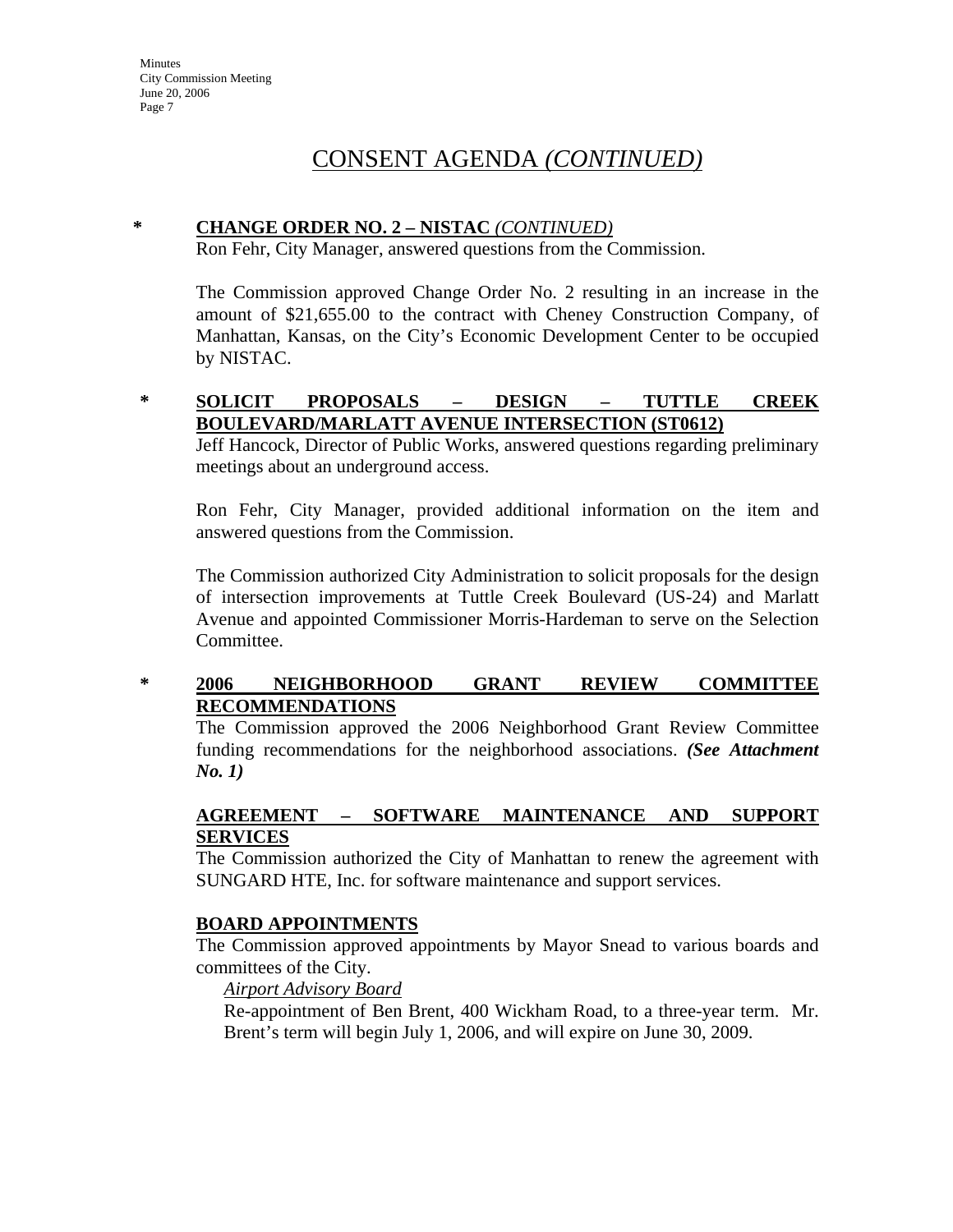# CONSENT AGENDA *(CONTINUED)*

**\* CHANGE ORDER NO. 2 – NISTAC** ***(CONTINUED)***

Ron Fehr, City Manager, answered questions from the Commission.

The Commission approved Change Order No. 2 resulting in an increase in the amount of $21,655.00 to the contract with Cheney Construction Company, of Manhattan, Kansas, on the City's Economic Development Center to be occupied by NISTAC.

**\* SOLICIT PROPOSALS – DESIGN – TUTTLE CREEK BOULEVARD/MARLATT AVENUE INTERSECTION (ST0612)**

Jeff Hancock, Director of Public Works, answered questions regarding preliminary meetings about an underground access.

Ron Fehr, City Manager, provided additional information on the item and answered questions from the Commission.

The Commission authorized City Administration to solicit proposals for the design of intersection improvements at Tuttle Creek Boulevard (US-24) and Marlatt Avenue and appointed Commissioner Morris-Hardeman to serve on the Selection Committee.

**\* 2006 NEIGHBORHOOD GRANT REVIEW COMMITTEE RECOMMENDATIONS**

The Commission approved the 2006 Neighborhood Grant Review Committee funding recommendations for the neighborhood associations. ***(See Attachment No. 1)***

**AGREEMENT – SOFTWARE MAINTENANCE AND SUPPORT SERVICES**

The Commission authorized the City of Manhattan to renew the agreement with SUNGARD HTE, Inc. for software maintenance and support services.

**BOARD APPOINTMENTS**

The Commission approved appointments by Mayor Snead to various boards and committees of the City.

*Airport Advisory Board*

Re-appointment of Ben Brent, 400 Wickham Road, to a three-year term. Mr. Brent's term will begin July 1, 2006, and will expire on June 30, 2009.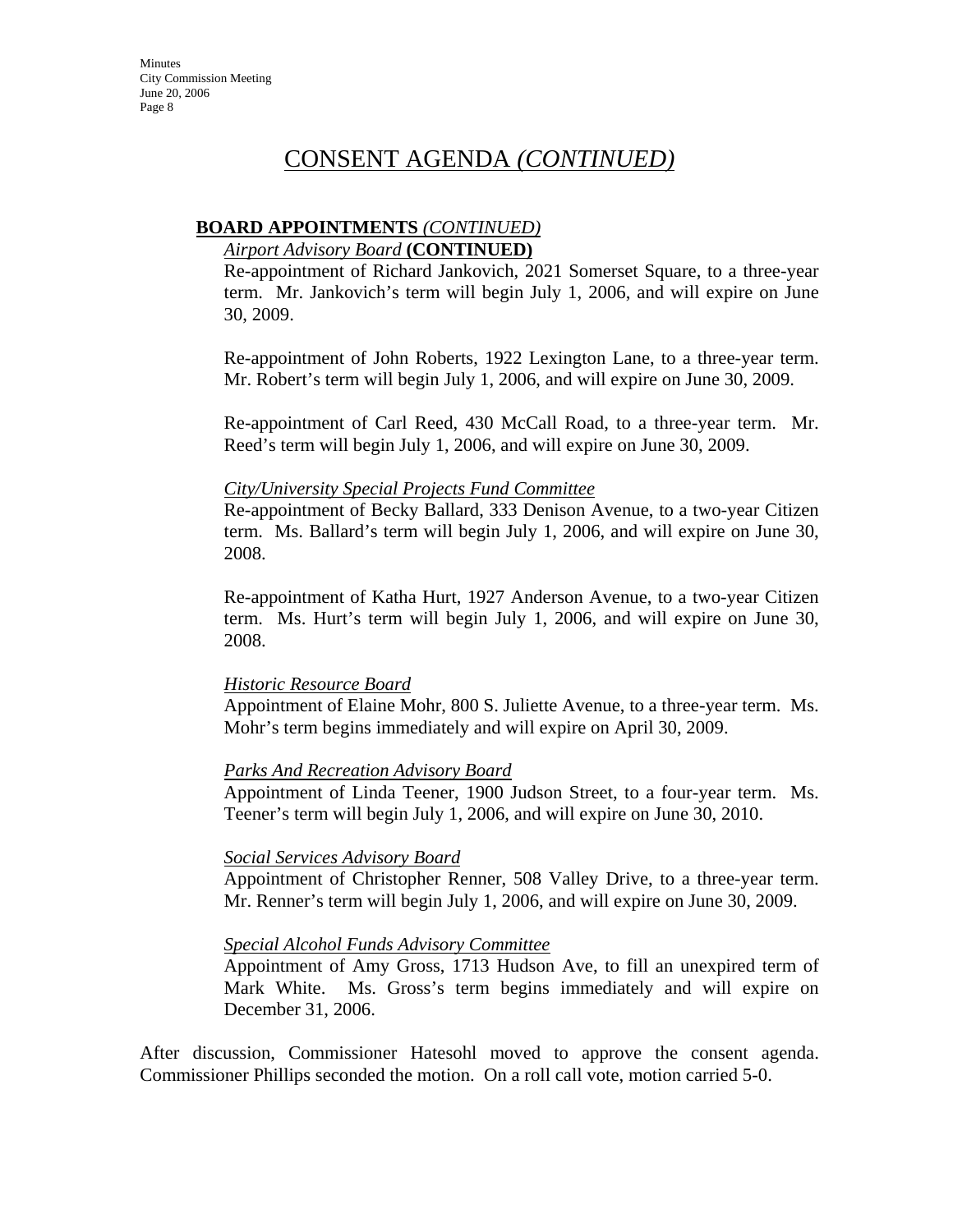# CONSENT AGENDA *(CONTINUED)*

**BOARD APPOINTMENTS** *(CONTINUED)*

*Airport Advisory Board* **(CONTINUED)**

Re-appointment of Richard Jankovich, 2021 Somerset Square, to a three-year term. Mr. Jankovich's term will begin July 1, 2006, and will expire on June 30, 2009.

Re-appointment of John Roberts, 1922 Lexington Lane, to a three-year term. Mr. Robert's term will begin July 1, 2006, and will expire on June 30, 2009.

Re-appointment of Carl Reed, 430 McCall Road, to a three-year term. Mr. Reed's term will begin July 1, 2006, and will expire on June 30, 2009.

*City/University Special Projects Fund Committee*

Re-appointment of Becky Ballard, 333 Denison Avenue, to a two-year Citizen term. Ms. Ballard's term will begin July 1, 2006, and will expire on June 30, 2008.

Re-appointment of Katha Hurt, 1927 Anderson Avenue, to a two-year Citizen term. Ms. Hurt's term will begin July 1, 2006, and will expire on June 30, 2008.

*Historic Resource Board*

Appointment of Elaine Mohr, 800 S. Juliette Avenue, to a three-year term. Ms. Mohr's term begins immediately and will expire on April 30, 2009.

*Parks And Recreation Advisory Board*

Appointment of Linda Teener, 1900 Judson Street, to a four-year term. Ms. Teener's term will begin July 1, 2006, and will expire on June 30, 2010.

*Social Services Advisory Board*

Appointment of Christopher Renner, 508 Valley Drive, to a three-year term. Mr. Renner's term will begin July 1, 2006, and will expire on June 30, 2009.

*Special Alcohol Funds Advisory Committee*

Appointment of Amy Gross, 1713 Hudson Ave, to fill an unexpired term of Mark White. Ms. Gross's term begins immediately and will expire on December 31, 2006.

After discussion, Commissioner Hatesohl moved to approve the consent agenda. Commissioner Phillips seconded the motion. On a roll call vote, motion carried 5-0.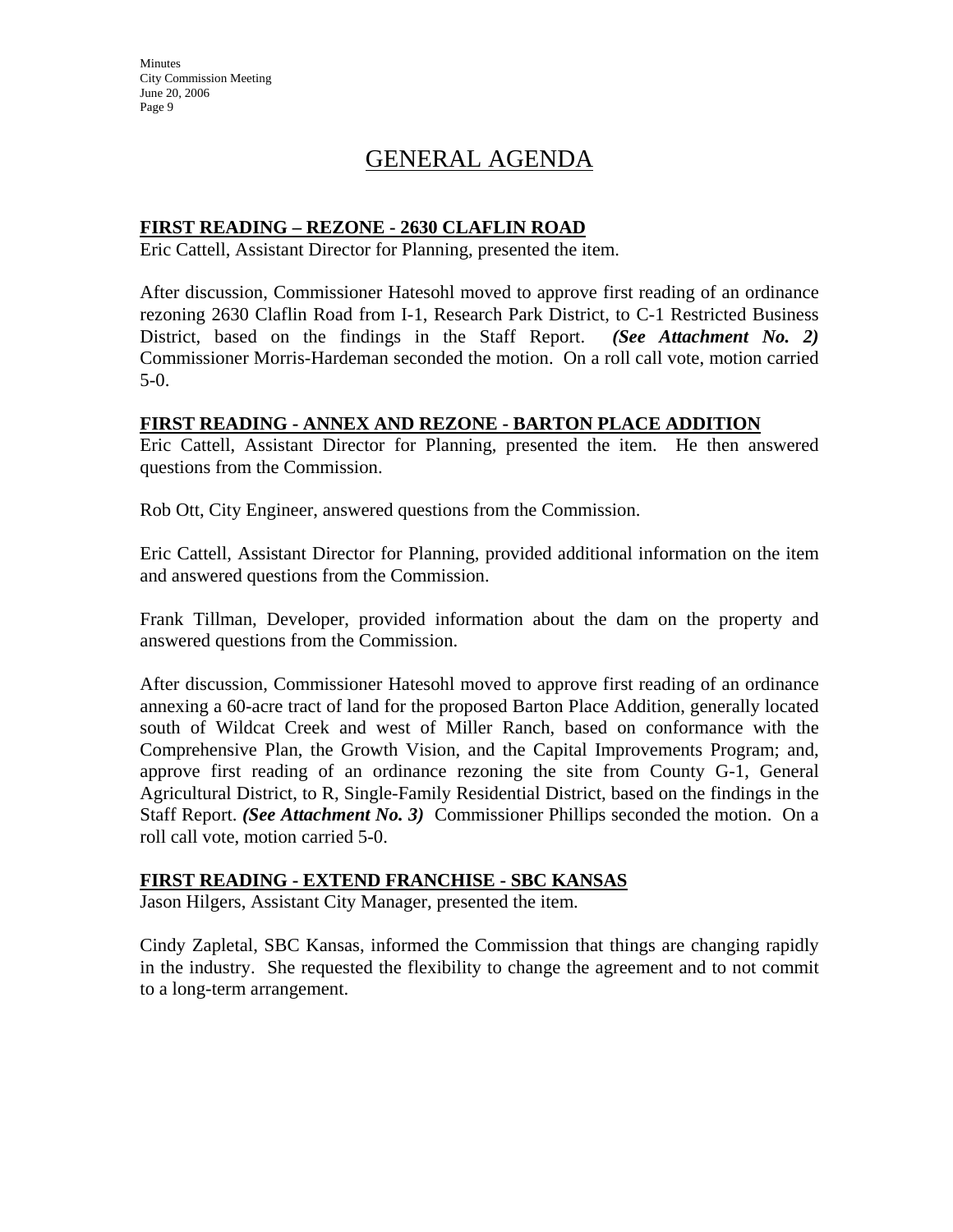# GENERAL AGENDA

**FIRST READING – REZONE - 2630 CLAFLIN ROAD**

Eric Cattell, Assistant Director for Planning, presented the item.

After discussion, Commissioner Hatesohl moved to approve first reading of an ordinance rezoning 2630 Claflin Road from I-1, Research Park District, to C-1 Restricted Business District, based on the findings in the Staff Report. ***(See Attachment No. 2)*** Commissioner Morris-Hardeman seconded the motion. On a roll call vote, motion carried 5-0.

**FIRST READING - ANNEX AND REZONE - BARTON PLACE ADDITION**

Eric Cattell, Assistant Director for Planning, presented the item. He then answered questions from the Commission.

Rob Ott, City Engineer, answered questions from the Commission.

Eric Cattell, Assistant Director for Planning, provided additional information on the item and answered questions from the Commission.

Frank Tillman, Developer, provided information about the dam on the property and answered questions from the Commission.

After discussion, Commissioner Hatesohl moved to approve first reading of an ordinance annexing a 60-acre tract of land for the proposed Barton Place Addition, generally located south of Wildcat Creek and west of Miller Ranch, based on conformance with the Comprehensive Plan, the Growth Vision, and the Capital Improvements Program; and, approve first reading of an ordinance rezoning the site from County G-1, General Agricultural District, to R, Single-Family Residential District, based on the findings in the Staff Report. ***(See Attachment No. 3)*** Commissioner Phillips seconded the motion. On a roll call vote, motion carried 5-0.

**FIRST READING - EXTEND FRANCHISE - SBC KANSAS**

Jason Hilgers, Assistant City Manager, presented the item.

Cindy Zapletal, SBC Kansas, informed the Commission that things are changing rapidly in the industry. She requested the flexibility to change the agreement and to not commit to a long-term arrangement.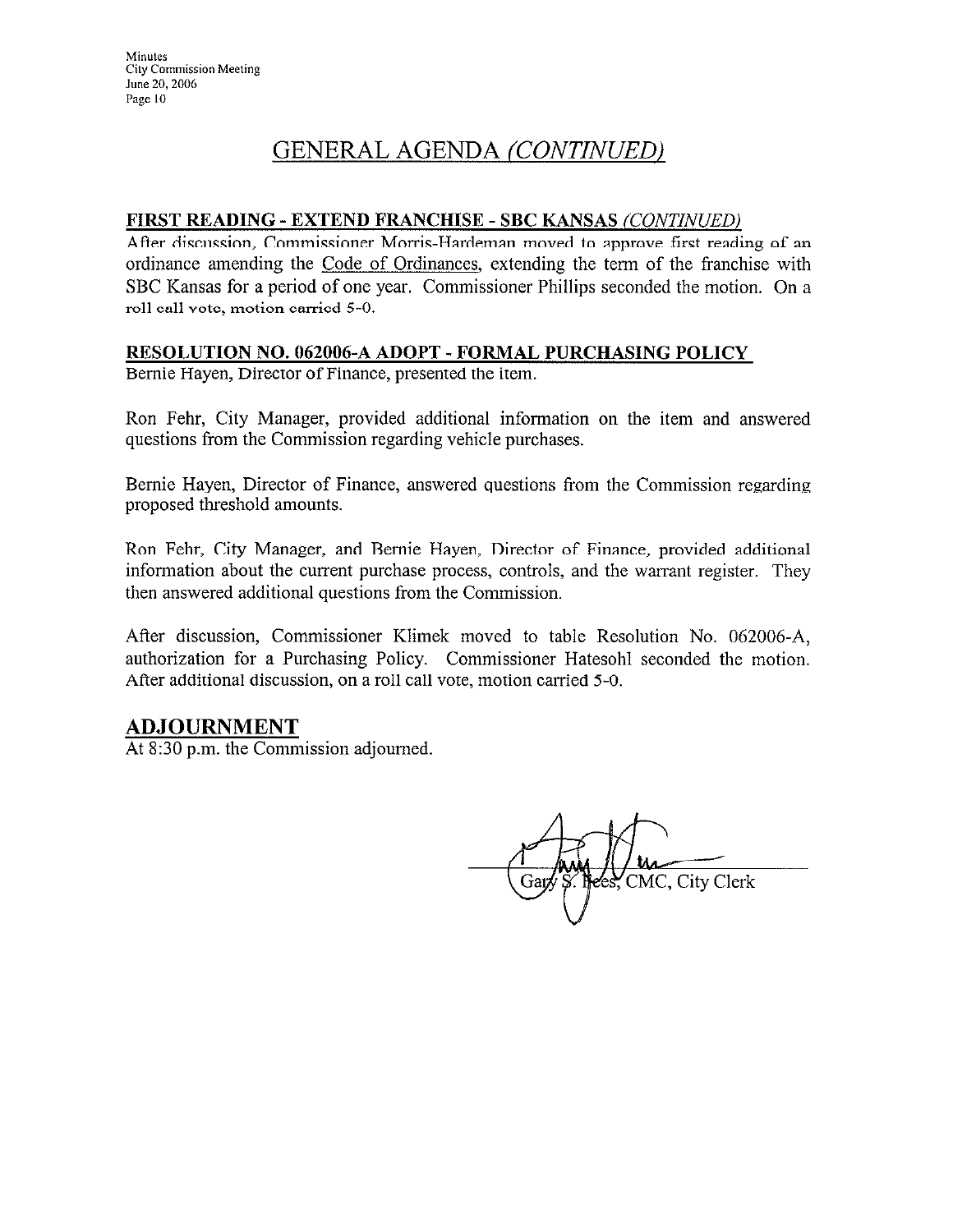# GENERAL AGENDA *(CONTINUED)*

**FIRST READING - EXTEND FRANCHISE - SBC KANSAS *(CONTINUED)***

After discussion, Commissioner Morris-Hardeman moved to approve first reading of an ordinance amending the Code of Ordinances, extending the term of the franchise with SBC Kansas for a period of one year. Commissioner Phillips seconded the motion. On a roll call vote, motion carried 5-0.

**RESOLUTION NO. 062006-A ADOPT - FORMAL PURCHASING POLICY**

Bernie Hayen, Director of Finance, presented the item.

Ron Fehr, City Manager, provided additional information on the item and answered questions from the Commission regarding vehicle purchases.

Bernie Hayen, Director of Finance, answered questions from the Commission regarding proposed threshold amounts.

Ron Fehr, City Manager, and Bernie Hayen, Director of Finance, provided additional information about the current purchase process, controls, and the warrant register. They then answered additional questions from the Commission.

After discussion, Commissioner Klimek moved to table Resolution No. 062006-A, authorization for a Purchasing Policy. Commissioner Hatesohl seconded the motion. After additional discussion, on a roll call vote, motion carried 5-0.

## ADJOURNMENT

At 8:30 p.m. the Commission adjourned.

Gary S. Fees, CMC, City Clerk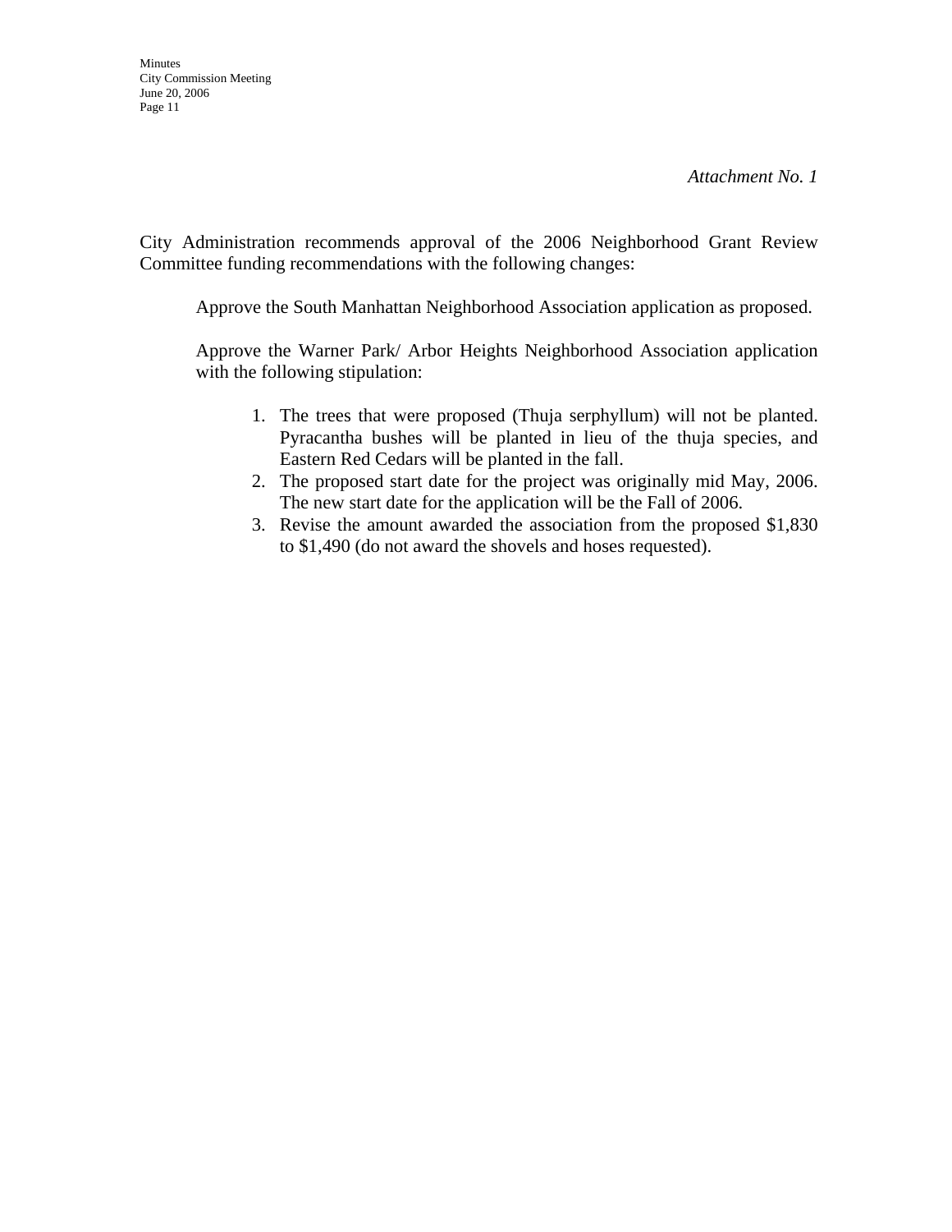*Attachment No. 1*

City Administration recommends approval of the 2006 Neighborhood Grant Review Committee funding recommendations with the following changes:

Approve the South Manhattan Neighborhood Association application as proposed.

Approve the Warner Park/ Arbor Heights Neighborhood Association application with the following stipulation:

1. The trees that were proposed (Thuja serphyllum) will not be planted. Pyracantha bushes will be planted in lieu of the thuja species, and Eastern Red Cedars will be planted in the fall.
2. The proposed start date for the project was originally mid May, 2006. The new start date for the application will be the Fall of 2006.
3. Revise the amount awarded the association from the proposed $1,830 to $1,490 (do not award the shovels and hoses requested).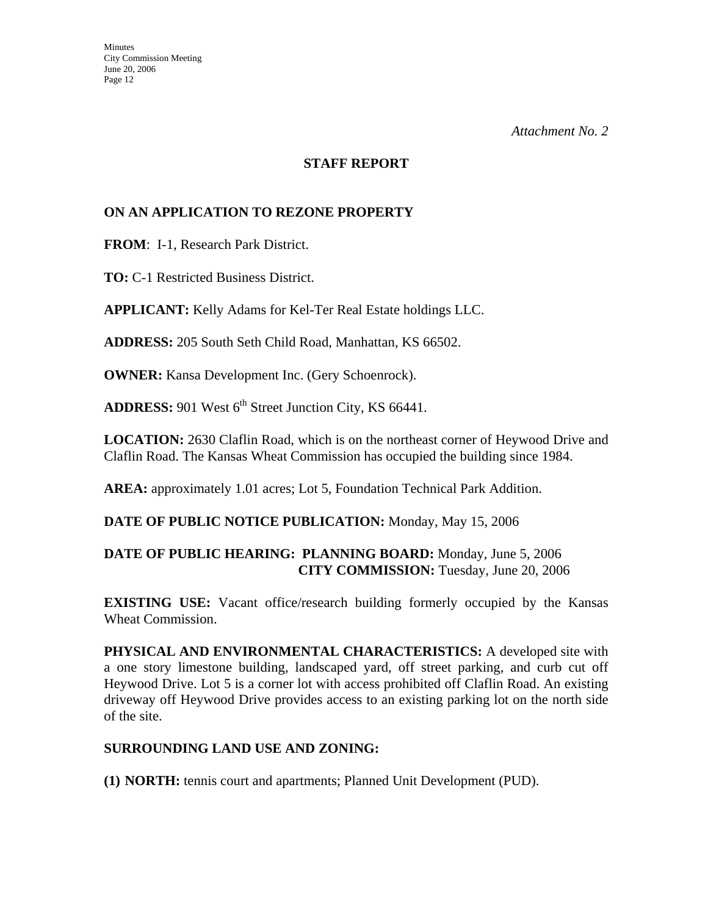*Attachment No. 2*

## STAFF REPORT

### ON AN APPLICATION TO REZONE PROPERTY

**FROM**: I-1, Research Park District.

**TO:** C-1 Restricted Business District.

**APPLICANT:** Kelly Adams for Kel-Ter Real Estate holdings LLC.

**ADDRESS:** 205 South Seth Child Road, Manhattan, KS 66502.

**OWNER:** Kansa Development Inc. (Gery Schoenrock).

**ADDRESS:** 901 West 6th Street Junction City, KS 66441.

**LOCATION:** 2630 Claflin Road, which is on the northeast corner of Heywood Drive and Claflin Road. The Kansas Wheat Commission has occupied the building since 1984.

**AREA:** approximately 1.01 acres; Lot 5, Foundation Technical Park Addition.

**DATE OF PUBLIC NOTICE PUBLICATION:** Monday, May 15, 2006

**DATE OF PUBLIC HEARING: PLANNING BOARD:** Monday, June 5, 2006
**CITY COMMISSION:** Tuesday, June 20, 2006

**EXISTING USE:** Vacant office/research building formerly occupied by the Kansas Wheat Commission.

**PHYSICAL AND ENVIRONMENTAL CHARACTERISTICS:** A developed site with a one story limestone building, landscaped yard, off street parking, and curb cut off Heywood Drive. Lot 5 is a corner lot with access prohibited off Claflin Road. An existing driveway off Heywood Drive provides access to an existing parking lot on the north side of the site.

**SURROUNDING LAND USE AND ZONING:**

**(1) NORTH:** tennis court and apartments; Planned Unit Development (PUD).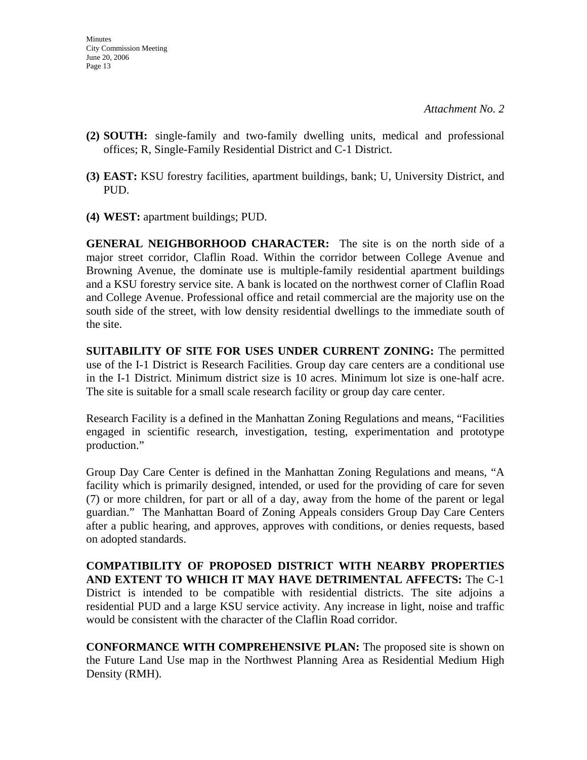*Attachment No. 2*

**(2) SOUTH:** single-family and two-family dwelling units, medical and professional offices; R, Single-Family Residential District and C-1 District.

**(3) EAST:** KSU forestry facilities, apartment buildings, bank; U, University District, and PUD.

**(4) WEST:** apartment buildings; PUD.

**GENERAL NEIGHBORHOOD CHARACTER:** The site is on the north side of a major street corridor, Claflin Road. Within the corridor between College Avenue and Browning Avenue, the dominate use is multiple-family residential apartment buildings and a KSU forestry service site. A bank is located on the northwest corner of Claflin Road and College Avenue. Professional office and retail commercial are the majority use on the south side of the street, with low density residential dwellings to the immediate south of the site.

**SUITABILITY OF SITE FOR USES UNDER CURRENT ZONING:** The permitted use of the I-1 District is Research Facilities. Group day care centers are a conditional use in the I-1 District. Minimum district size is 10 acres. Minimum lot size is one-half acre. The site is suitable for a small scale research facility or group day care center.

Research Facility is a defined in the Manhattan Zoning Regulations and means, "Facilities engaged in scientific research, investigation, testing, experimentation and prototype production."

Group Day Care Center is defined in the Manhattan Zoning Regulations and means, "A facility which is primarily designed, intended, or used for the providing of care for seven (7) or more children, for part or all of a day, away from the home of the parent or legal guardian." The Manhattan Board of Zoning Appeals considers Group Day Care Centers after a public hearing, and approves, approves with conditions, or denies requests, based on adopted standards.

**COMPATIBILITY OF PROPOSED DISTRICT WITH NEARBY PROPERTIES AND EXTENT TO WHICH IT MAY HAVE DETRIMENTAL AFFECTS:** The C-1 District is intended to be compatible with residential districts. The site adjoins a residential PUD and a large KSU service activity. Any increase in light, noise and traffic would be consistent with the character of the Claflin Road corridor.

**CONFORMANCE WITH COMPREHENSIVE PLAN:** The proposed site is shown on the Future Land Use map in the Northwest Planning Area as Residential Medium High Density (RMH).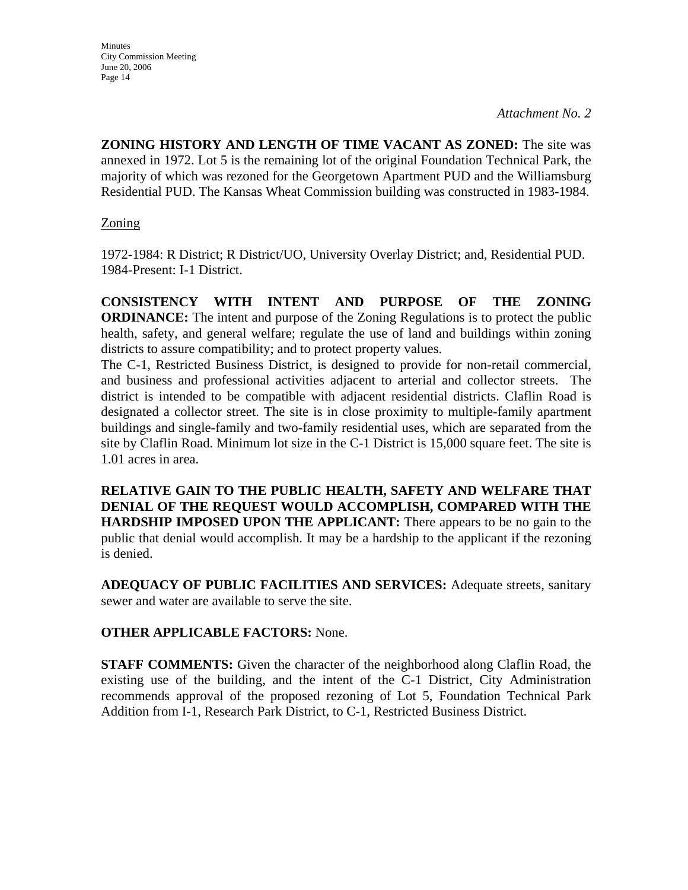*Attachment No. 2*

**ZONING HISTORY AND LENGTH OF TIME VACANT AS ZONED:** The site was annexed in 1972. Lot 5 is the remaining lot of the original Foundation Technical Park, the majority of which was rezoned for the Georgetown Apartment PUD and the Williamsburg Residential PUD. The Kansas Wheat Commission building was constructed in 1983-1984.

<u>Zoning</u>

1972-1984: R District; R District/UO, University Overlay District; and, Residential PUD.
1984-Present: I-1 District.

**CONSISTENCY WITH INTENT AND PURPOSE OF THE ZONING ORDINANCE:** The intent and purpose of the Zoning Regulations is to protect the public health, safety, and general welfare; regulate the use of land and buildings within zoning districts to assure compatibility; and to protect property values.

The C-1, Restricted Business District, is designed to provide for non-retail commercial, and business and professional activities adjacent to arterial and collector streets. The district is intended to be compatible with adjacent residential districts. Claflin Road is designated a collector street. The site is in close proximity to multiple-family apartment buildings and single-family and two-family residential uses, which are separated from the site by Claflin Road. Minimum lot size in the C-1 District is 15,000 square feet. The site is 1.01 acres in area.

**RELATIVE GAIN TO THE PUBLIC HEALTH, SAFETY AND WELFARE THAT DENIAL OF THE REQUEST WOULD ACCOMPLISH, COMPARED WITH THE HARDSHIP IMPOSED UPON THE APPLICANT:** There appears to be no gain to the public that denial would accomplish. It may be a hardship to the applicant if the rezoning is denied.

**ADEQUACY OF PUBLIC FACILITIES AND SERVICES:** Adequate streets, sanitary sewer and water are available to serve the site.

**OTHER APPLICABLE FACTORS:** None.

**STAFF COMMENTS:** Given the character of the neighborhood along Claflin Road, the existing use of the building, and the intent of the C-1 District, City Administration recommends approval of the proposed rezoning of Lot 5, Foundation Technical Park Addition from I-1, Research Park District, to C-1, Restricted Business District.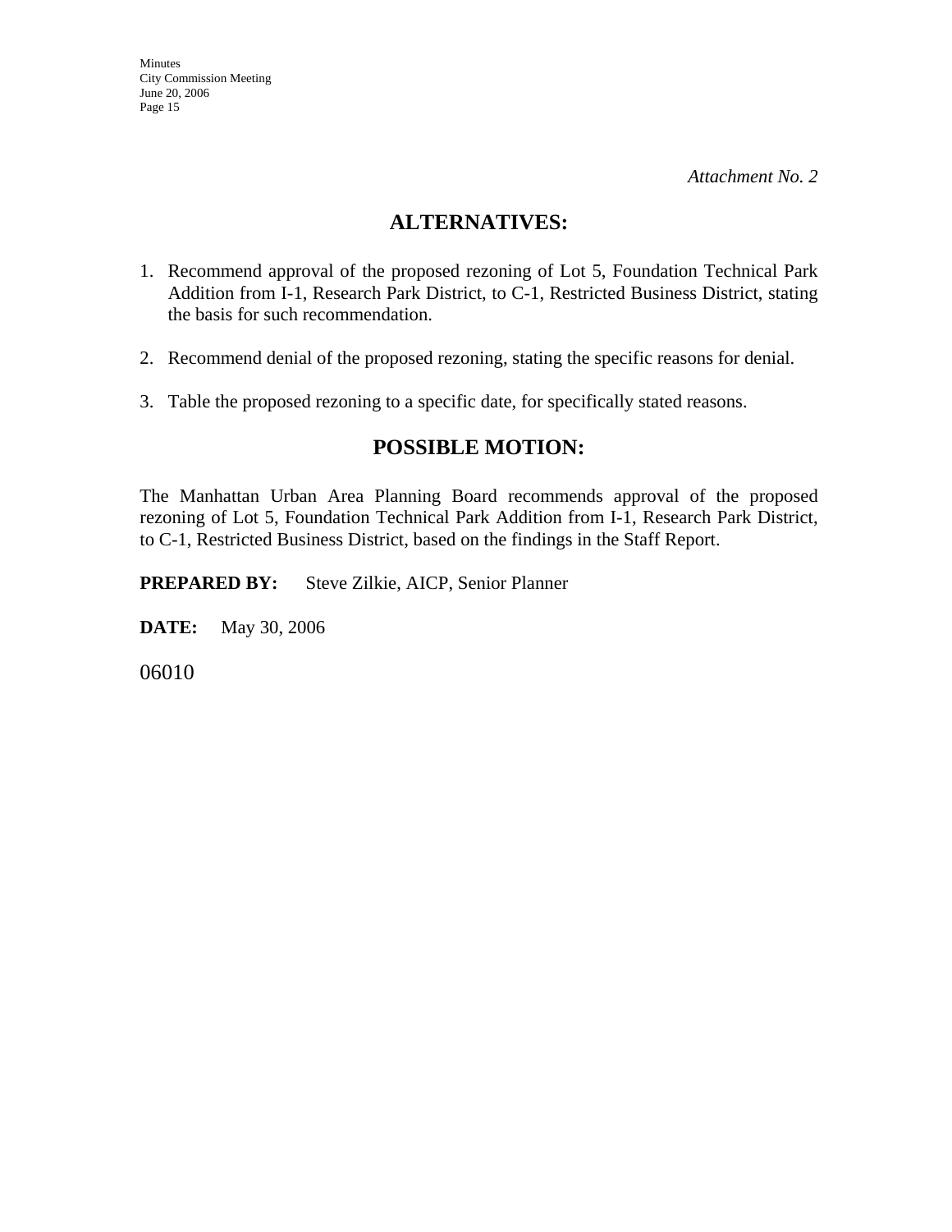*Attachment No. 2*

## ALTERNATIVES:

1. Recommend approval of the proposed rezoning of Lot 5, Foundation Technical Park Addition from I-1, Research Park District, to C-1, Restricted Business District, stating the basis for such recommendation.

2. Recommend denial of the proposed rezoning, stating the specific reasons for denial.

3. Table the proposed rezoning to a specific date, for specifically stated reasons.

## POSSIBLE MOTION:

The Manhattan Urban Area Planning Board recommends approval of the proposed rezoning of Lot 5, Foundation Technical Park Addition from I-1, Research Park District, to C-1, Restricted Business District, based on the findings in the Staff Report.

**PREPARED BY:** Steve Zilkie, AICP, Senior Planner

**DATE:** May 30, 2006

06010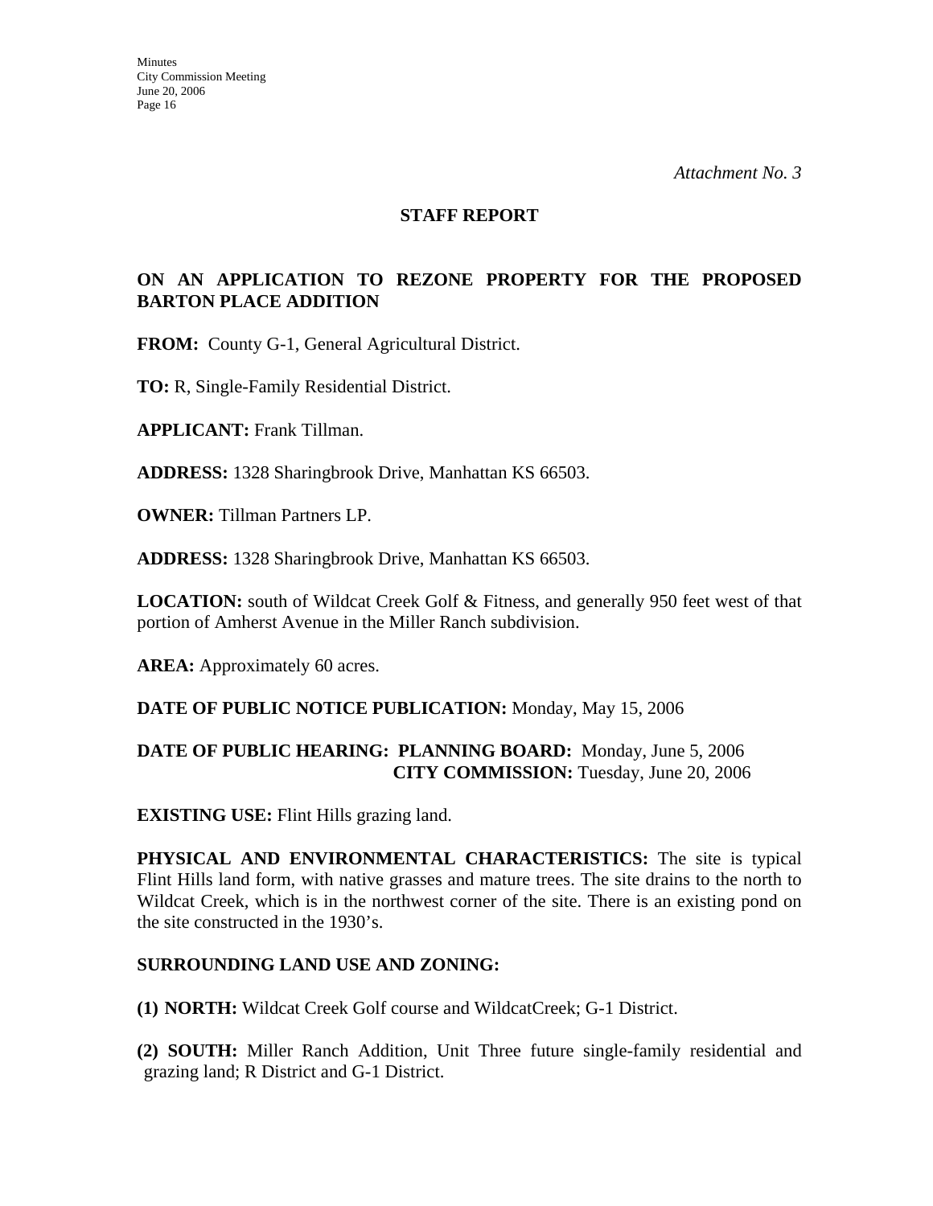*Attachment No. 3*

## STAFF REPORT

### ON AN APPLICATION TO REZONE PROPERTY FOR THE PROPOSED BARTON PLACE ADDITION

**FROM:** County G-1, General Agricultural District.

**TO:** R, Single-Family Residential District.

**APPLICANT:** Frank Tillman.

**ADDRESS:** 1328 Sharingbrook Drive, Manhattan KS 66503.

**OWNER:** Tillman Partners LP.

**ADDRESS:** 1328 Sharingbrook Drive, Manhattan KS 66503.

**LOCATION:** south of Wildcat Creek Golf & Fitness, and generally 950 feet west of that portion of Amherst Avenue in the Miller Ranch subdivision.

**AREA:** Approximately 60 acres.

**DATE OF PUBLIC NOTICE PUBLICATION:** Monday, May 15, 2006

**DATE OF PUBLIC HEARING: PLANNING BOARD:** Monday, June 5, 2006
**CITY COMMISSION:** Tuesday, June 20, 2006

**EXISTING USE:** Flint Hills grazing land.

**PHYSICAL AND ENVIRONMENTAL CHARACTERISTICS:** The site is typical Flint Hills land form, with native grasses and mature trees. The site drains to the north to Wildcat Creek, which is in the northwest corner of the site. There is an existing pond on the site constructed in the 1930's.

**SURROUNDING LAND USE AND ZONING:**

**(1) NORTH:** Wildcat Creek Golf course and WildcatCreek; G-1 District.

**(2) SOUTH:** Miller Ranch Addition, Unit Three future single-family residential and grazing land; R District and G-1 District.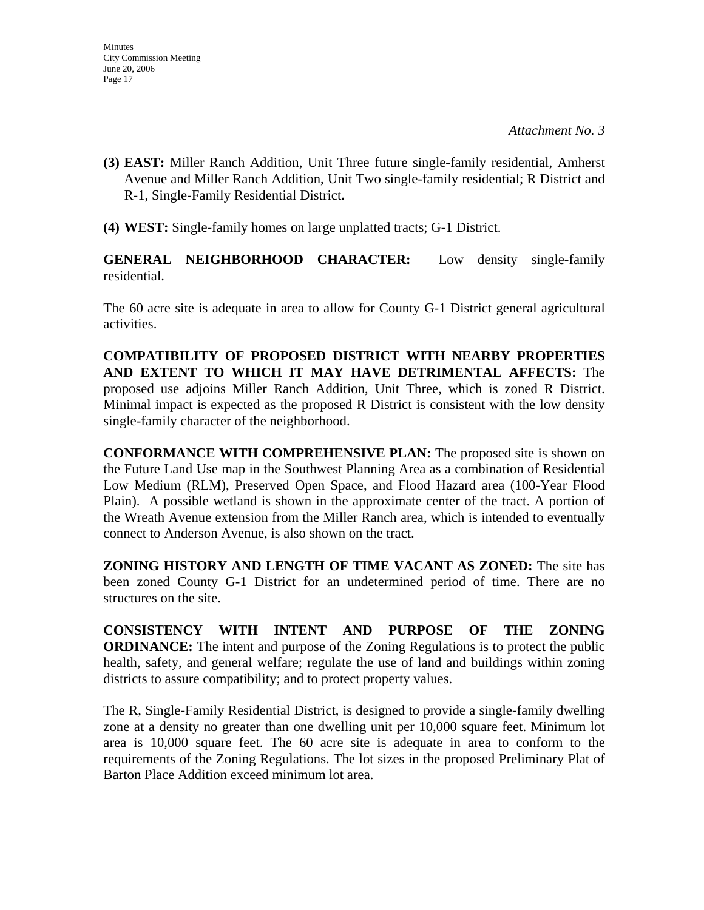*Attachment No. 3*

**(3) EAST:** Miller Ranch Addition, Unit Three future single-family residential, Amherst Avenue and Miller Ranch Addition, Unit Two single-family residential; R District and R-1, Single-Family Residential District**.**

**(4) WEST:** Single-family homes on large unplatted tracts; G-1 District.

**GENERAL NEIGHBORHOOD CHARACTER:** Low density single-family residential.

The 60 acre site is adequate in area to allow for County G-1 District general agricultural activities.

**COMPATIBILITY OF PROPOSED DISTRICT WITH NEARBY PROPERTIES AND EXTENT TO WHICH IT MAY HAVE DETRIMENTAL AFFECTS:** The proposed use adjoins Miller Ranch Addition, Unit Three, which is zoned R District. Minimal impact is expected as the proposed R District is consistent with the low density single-family character of the neighborhood.

**CONFORMANCE WITH COMPREHENSIVE PLAN:** The proposed site is shown on the Future Land Use map in the Southwest Planning Area as a combination of Residential Low Medium (RLM), Preserved Open Space, and Flood Hazard area (100-Year Flood Plain). A possible wetland is shown in the approximate center of the tract. A portion of the Wreath Avenue extension from the Miller Ranch area, which is intended to eventually connect to Anderson Avenue, is also shown on the tract.

**ZONING HISTORY AND LENGTH OF TIME VACANT AS ZONED:** The site has been zoned County G-1 District for an undetermined period of time. There are no structures on the site.

**CONSISTENCY WITH INTENT AND PURPOSE OF THE ZONING ORDINANCE:** The intent and purpose of the Zoning Regulations is to protect the public health, safety, and general welfare; regulate the use of land and buildings within zoning districts to assure compatibility; and to protect property values.

The R, Single-Family Residential District, is designed to provide a single-family dwelling zone at a density no greater than one dwelling unit per 10,000 square feet. Minimum lot area is 10,000 square feet. The 60 acre site is adequate in area to conform to the requirements of the Zoning Regulations. The lot sizes in the proposed Preliminary Plat of Barton Place Addition exceed minimum lot area.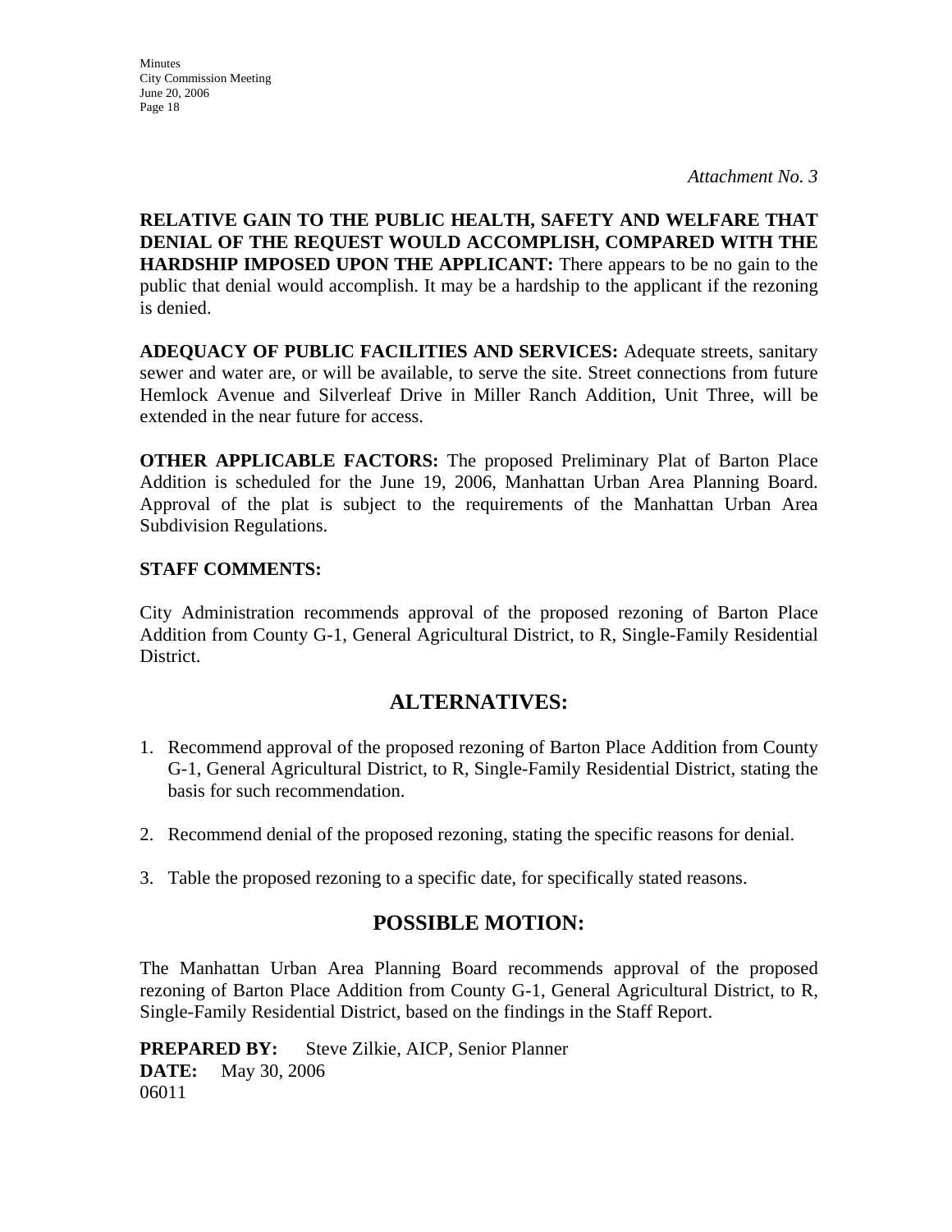*Attachment No. 3*

**RELATIVE GAIN TO THE PUBLIC HEALTH, SAFETY AND WELFARE THAT DENIAL OF THE REQUEST WOULD ACCOMPLISH, COMPARED WITH THE HARDSHIP IMPOSED UPON THE APPLICANT:** There appears to be no gain to the public that denial would accomplish. It may be a hardship to the applicant if the rezoning is denied.

**ADEQUACY OF PUBLIC FACILITIES AND SERVICES:** Adequate streets, sanitary sewer and water are, or will be available, to serve the site. Street connections from future Hemlock Avenue and Silverleaf Drive in Miller Ranch Addition, Unit Three, will be extended in the near future for access.

**OTHER APPLICABLE FACTORS:** The proposed Preliminary Plat of Barton Place Addition is scheduled for the June 19, 2006, Manhattan Urban Area Planning Board. Approval of the plat is subject to the requirements of the Manhattan Urban Area Subdivision Regulations.

**STAFF COMMENTS:**

City Administration recommends approval of the proposed rezoning of Barton Place Addition from County G-1, General Agricultural District, to R, Single-Family Residential District.

## ALTERNATIVES:

1. Recommend approval of the proposed rezoning of Barton Place Addition from County G-1, General Agricultural District, to R, Single-Family Residential District, stating the basis for such recommendation.

2. Recommend denial of the proposed rezoning, stating the specific reasons for denial.

3. Table the proposed rezoning to a specific date, for specifically stated reasons.

## POSSIBLE MOTION:

The Manhattan Urban Area Planning Board recommends approval of the proposed rezoning of Barton Place Addition from County G-1, General Agricultural District, to R, Single-Family Residential District, based on the findings in the Staff Report.

**PREPARED BY:** Steve Zilkie, AICP, Senior Planner
**DATE:** May 30, 2006
06011